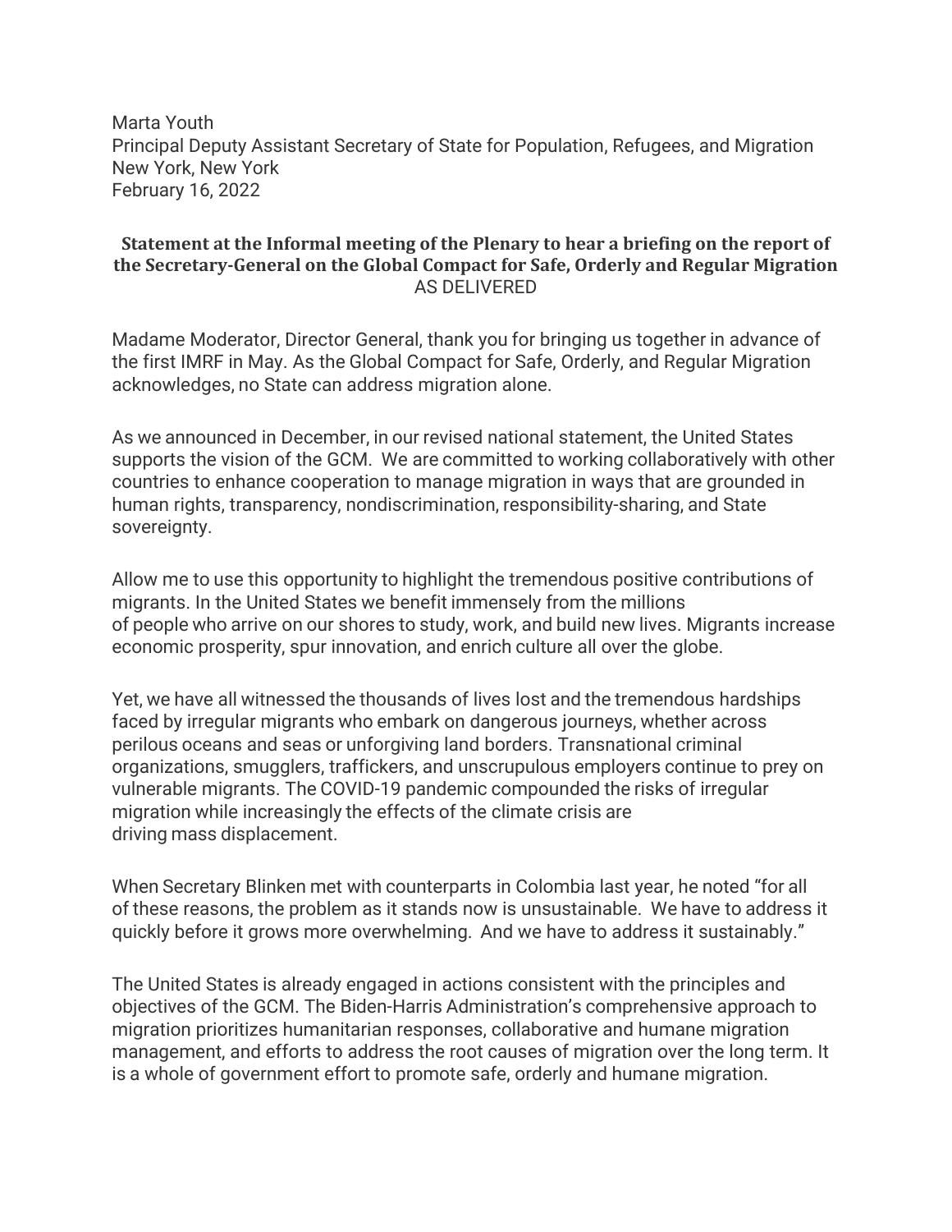Marta Youth
Principal Deputy Assistant Secretary of State for Population, Refugees, and Migration
New York, New York
February 16, 2022

**Statement at the Informal meeting of the Plenary to hear a briefing on the report of the Secretary-General on the Global Compact for Safe, Orderly and Regular Migration**
AS DELIVERED

Madame Moderator, Director General, thank you for bringing us together in advance of the first IMRF in May. As the Global Compact for Safe, Orderly, and Regular Migration acknowledges, no State can address migration alone.

As we announced in December, in our revised national statement, the United States supports the vision of the GCM. We are committed to working collaboratively with other countries to enhance cooperation to manage migration in ways that are grounded in human rights, transparency, nondiscrimination, responsibility-sharing, and State sovereignty.

Allow me to use this opportunity to highlight the tremendous positive contributions of migrants. In the United States we benefit immensely from the millions of people who arrive on our shores to study, work, and build new lives. Migrants increase economic prosperity, spur innovation, and enrich culture all over the globe.

Yet, we have all witnessed the thousands of lives lost and the tremendous hardships faced by irregular migrants who embark on dangerous journeys, whether across perilous oceans and seas or unforgiving land borders. Transnational criminal organizations, smugglers, traffickers, and unscrupulous employers continue to prey on vulnerable migrants. The COVID-19 pandemic compounded the risks of irregular migration while increasingly the effects of the climate crisis are driving mass displacement.

When Secretary Blinken met with counterparts in Colombia last year, he noted "for all of these reasons, the problem as it stands now is unsustainable. We have to address it quickly before it grows more overwhelming. And we have to address it sustainably."

The United States is already engaged in actions consistent with the principles and objectives of the GCM. The Biden-Harris Administration's comprehensive approach to migration prioritizes humanitarian responses, collaborative and humane migration management, and efforts to address the root causes of migration over the long term. It is a whole of government effort to promote safe, orderly and humane migration.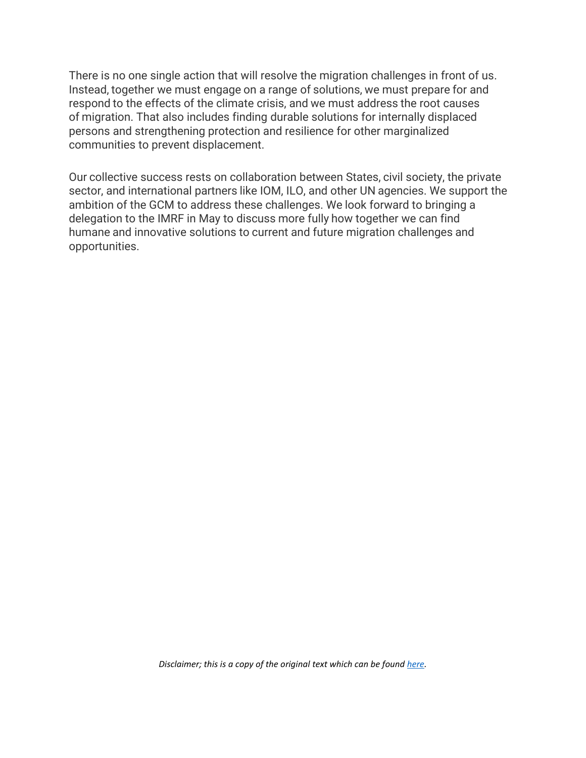There is no one single action that will resolve the migration challenges in front of us. Instead, together we must engage on a range of solutions, we must prepare for and respond to the effects of the climate crisis, and we must address the root causes of migration. That also includes finding durable solutions for internally displaced persons and strengthening protection and resilience for other marginalized communities to prevent displacement.

Our collective success rests on collaboration between States, civil society, the private sector, and international partners like IOM, ILO, and other UN agencies. We support the ambition of the GCM to address these challenges. We look forward to bringing a delegation to the IMRF in May to discuss more fully how together we can find humane and innovative solutions to current and future migration challenges and opportunities.

*Disclaimer; this is a copy of the original text which can be found [here](#).*